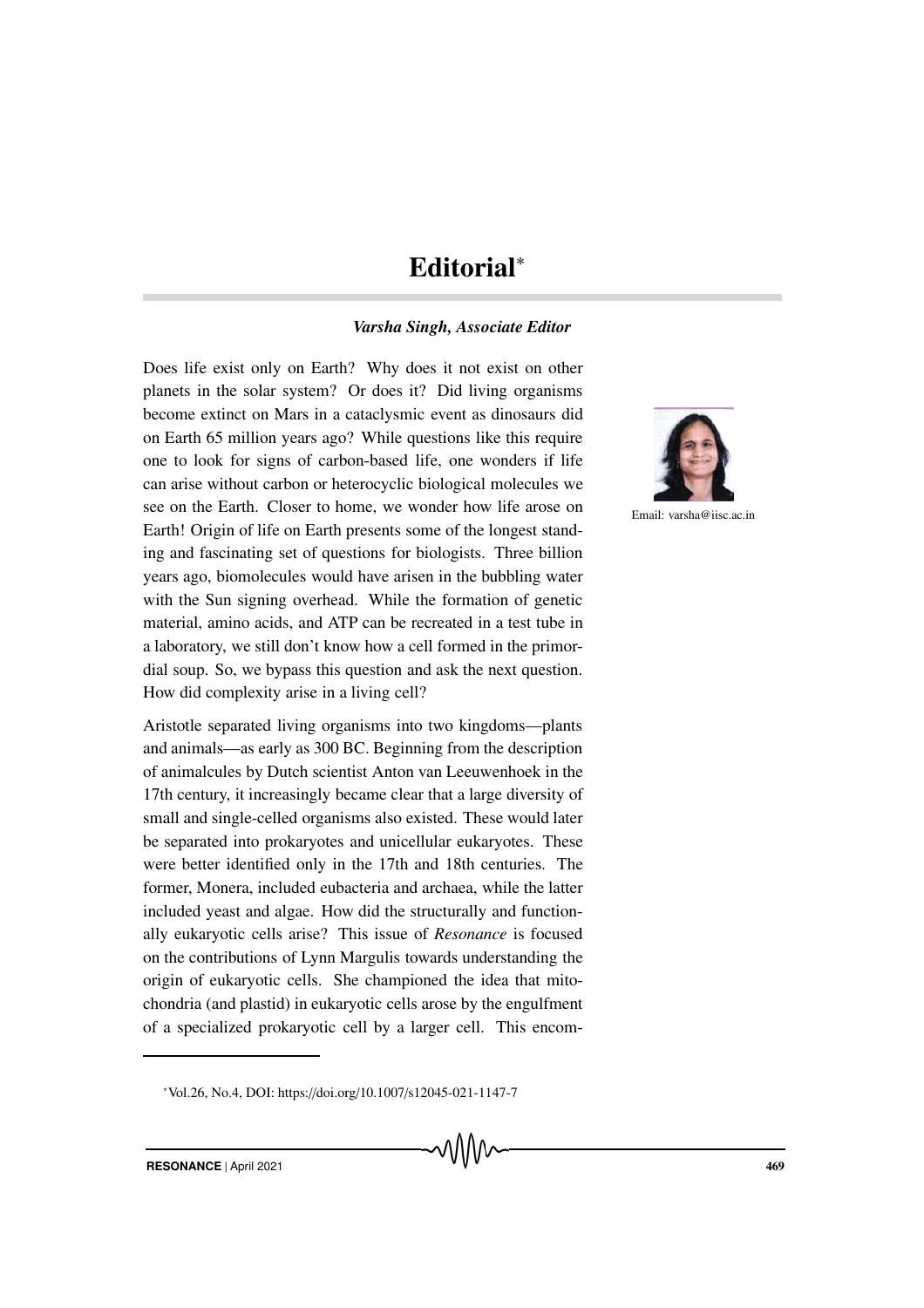# Editorial*

***Varsha Singh, Associate Editor***

Email: varsha@iisc.ac.in

Does life exist only on Earth? Why does it not exist on other planets in the solar system? Or does it? Did living organisms become extinct on Mars in a cataclysmic event as dinosaurs did on Earth 65 million years ago? While questions like this require one to look for signs of carbon-based life, one wonders if life can arise without carbon or heterocyclic biological molecules we see on the Earth. Closer to home, we wonder how life arose on Earth! Origin of life on Earth presents some of the longest standing and fascinating set of questions for biologists. Three billion years ago, biomolecules would have arisen in the bubbling water with the Sun signing overhead. While the formation of genetic material, amino acids, and ATP can be recreated in a test tube in a laboratory, we still don't know how a cell formed in the primordial soup. So, we bypass this question and ask the next question. How did complexity arise in a living cell?

Aristotle separated living organisms into two kingdoms—plants and animals—as early as 300 BC. Beginning from the description of animalcules by Dutch scientist Anton van Leeuwenhoek in the 17th century, it increasingly became clear that a large diversity of small and single-celled organisms also existed. These would later be separated into prokaryotes and unicellular eukaryotes. These were better identified only in the 17th and 18th centuries. The former, Monera, included eubacteria and archaea, while the latter included yeast and algae. How did the structurally and functionally eukaryotic cells arise? This issue of *Resonance* is focused on the contributions of Lynn Margulis towards understanding the origin of eukaryotic cells. She championed the idea that mitochondria (and plastid) in eukaryotic cells arose by the engulfment of a specialized prokaryotic cell by a larger cell. This encom-

*Vol.26, No.4, DOI: https://doi.org/10.1007/s12045-021-1147-7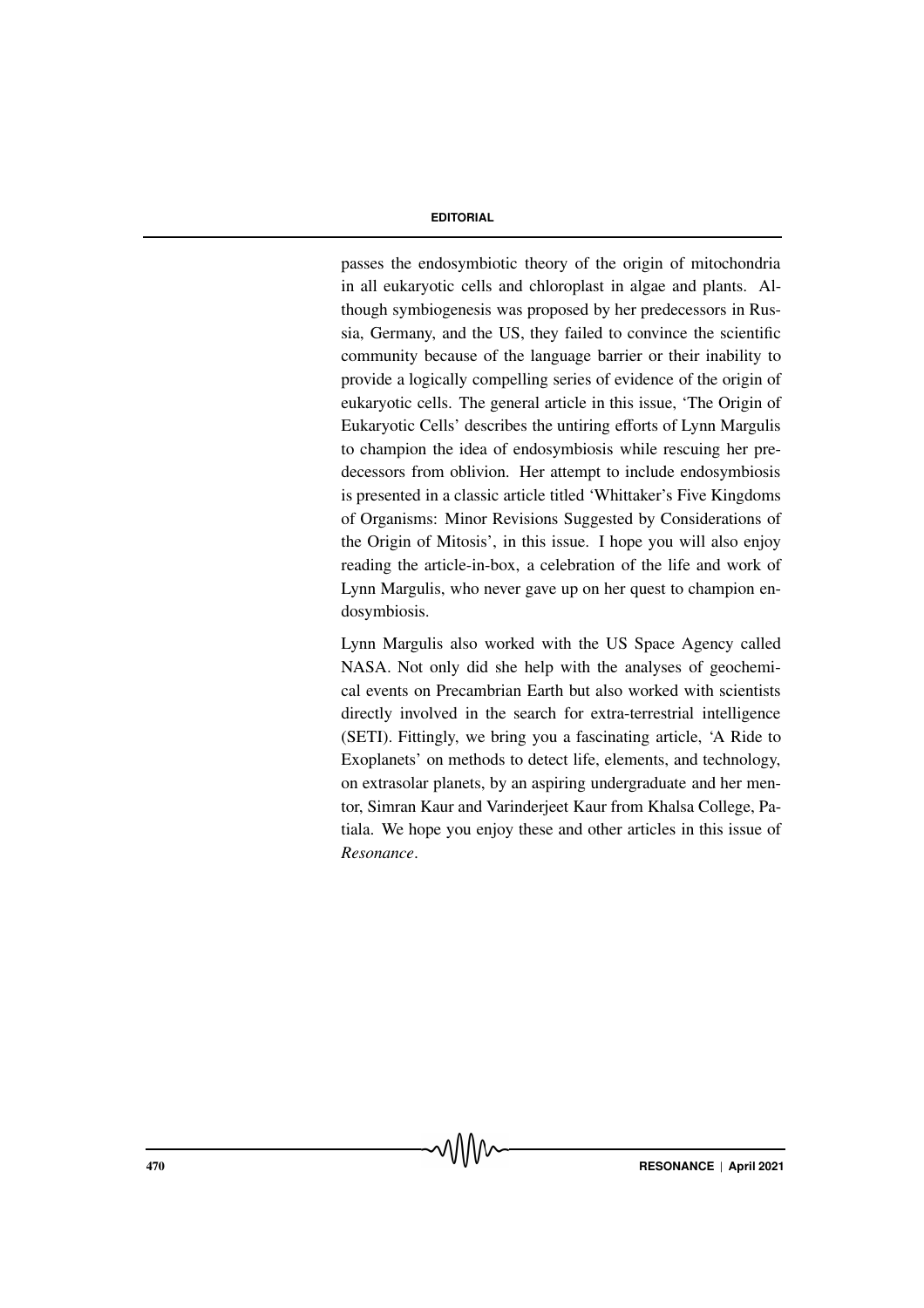passes the endosymbiotic theory of the origin of mitochondria in all eukaryotic cells and chloroplast in algae and plants. Although symbiogenesis was proposed by her predecessors in Russia, Germany, and the US, they failed to convince the scientific community because of the language barrier or their inability to provide a logically compelling series of evidence of the origin of eukaryotic cells. The general article in this issue, 'The Origin of Eukaryotic Cells' describes the untiring efforts of Lynn Margulis to champion the idea of endosymbiosis while rescuing her predecessors from oblivion. Her attempt to include endosymbiosis is presented in a classic article titled 'Whittaker's Five Kingdoms of Organisms: Minor Revisions Suggested by Considerations of the Origin of Mitosis', in this issue. I hope you will also enjoy reading the article-in-box, a celebration of the life and work of Lynn Margulis, who never gave up on her quest to champion endosymbiosis.

Lynn Margulis also worked with the US Space Agency called NASA. Not only did she help with the analyses of geochemical events on Precambrian Earth but also worked with scientists directly involved in the search for extra-terrestrial intelligence (SETI). Fittingly, we bring you a fascinating article, 'A Ride to Exoplanets' on methods to detect life, elements, and technology, on extrasolar planets, by an aspiring undergraduate and her mentor, Simran Kaur and Varinderjeet Kaur from Khalsa College, Patiala. We hope you enjoy these and other articles in this issue of *Resonance*.